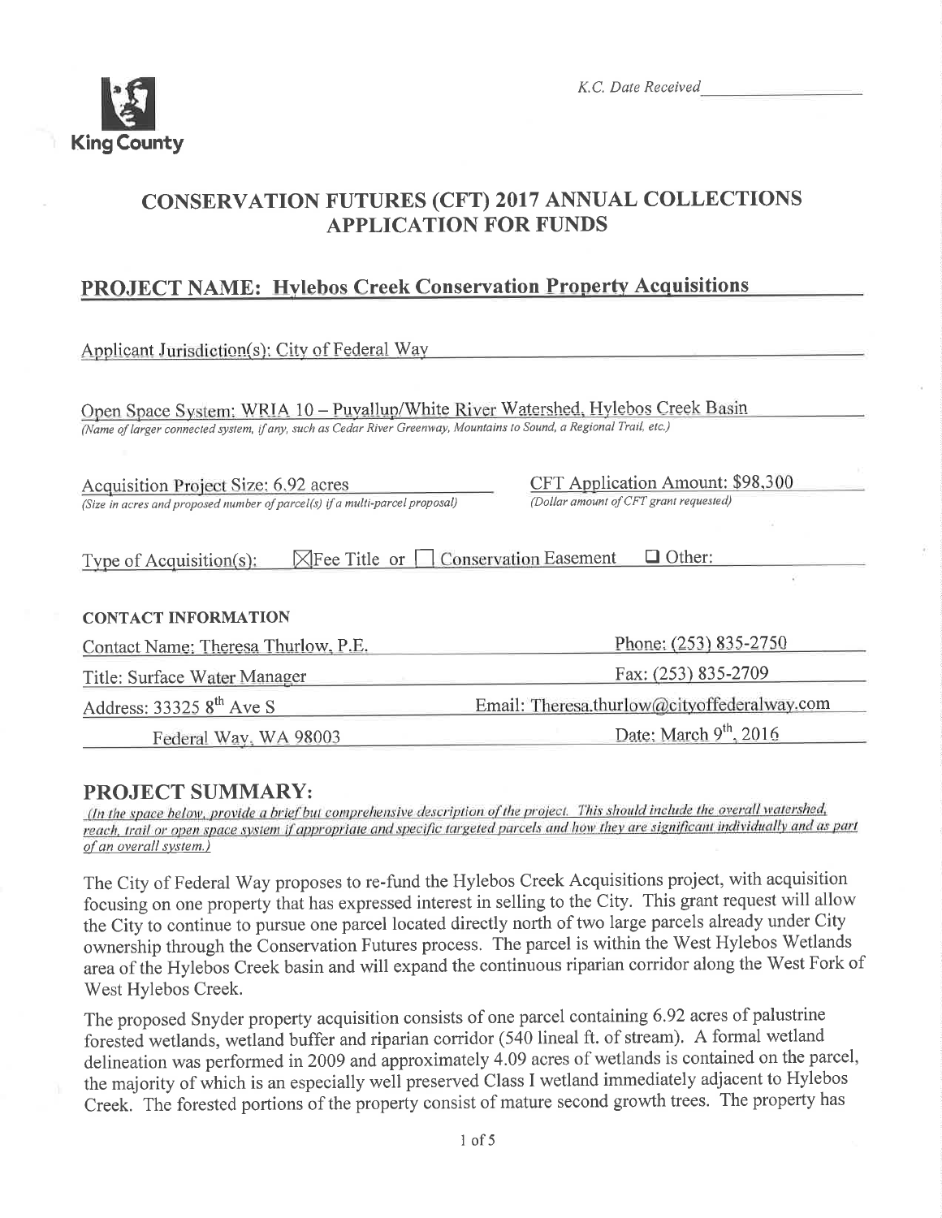King County

K.C. Date Received ____________

# CONSERVATION FUTURES (CFT) 2017 ANNUAL COLLECTIONS APPLICATION FOR FUNDS

## PROJECT NAME: Hylebos Creek Conservation Property Acquisitions

Applicant Jurisdiction(s): City of Federal Way

Open Space System: WRIA 10 – Puyallup/White River Watershed, Hylebos Creek Basin
*(Name of larger connected system, if any, such as Cedar River Greenway, Mountains to Sound, a Regional Trail, etc.)*

Acquisition Project Size: 6.92 acres
*(Size in acres and proposed number of parcel(s) if a multi-parcel proposal)*

CFT Application Amount: $98,300
*(Dollar amount of CFT grant requested)*

Type of Acquisition(s): ☒ Fee Title or ☐ Conservation Easement ☐ Other:

**CONTACT INFORMATION**

Contact Name: Theresa Thurlow, P.E.

Phone: (253) 835-2750

Title: Surface Water Manager

Fax: (253) 835-2709

Address: 33325 8th Ave S
Federal Way, WA 98003

Email: Theresa.thurlow@cityoffederalway.com

Date: March 9th, 2016

## PROJECT SUMMARY:

*(In the space below, provide a brief but comprehensive description of the project. This should include the overall watershed, reach, trail or open space system if appropriate and specific targeted parcels and how they are significant individually and as part of an overall system.)*

The City of Federal Way proposes to re-fund the Hylebos Creek Acquisitions project, with acquisition focusing on one property that has expressed interest in selling to the City. This grant request will allow the City to continue to pursue one parcel located directly north of two large parcels already under City ownership through the Conservation Futures process. The parcel is within the West Hylebos Wetlands area of the Hylebos Creek basin and will expand the continuous riparian corridor along the West Fork of West Hylebos Creek.

The proposed Snyder property acquisition consists of one parcel containing 6.92 acres of palustrine forested wetlands, wetland buffer and riparian corridor (540 lineal ft. of stream). A formal wetland delineation was performed in 2009 and approximately 4.09 acres of wetlands is contained on the parcel, the majority of which is an especially well preserved Class I wetland immediately adjacent to Hylebos Creek. The forested portions of the property consist of mature second growth trees. The property has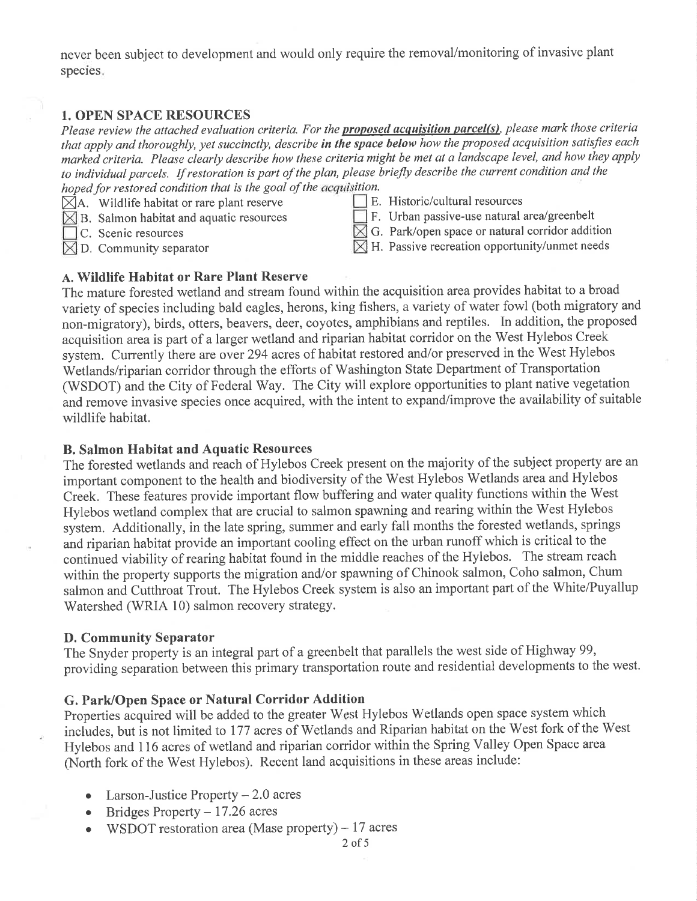never been subject to development and would only require the removal/monitoring of invasive plant species.

## 1. OPEN SPACE RESOURCES

*Please review the attached evaluation criteria. For the* ***proposed acquisition parcel(s)****, please mark those criteria that apply and thoroughly, yet succinctly, describe* ***in the space below*** *how the proposed acquisition satisfies each marked criteria. Please clearly describe how these criteria might be met at a landscape level, and how they apply to individual parcels. If restoration is part of the plan, please briefly describe the current condition and the hoped for restored condition that is the goal of the acquisition.*

- ☒ A. Wildlife habitat or rare plant reserve
- ☒ B. Salmon habitat and aquatic resources
- ☐ C. Scenic resources
- ☒ D. Community separator
- ☐ E. Historic/cultural resources
- ☐ F. Urban passive-use natural area/greenbelt
- ☒ G. Park/open space or natural corridor addition
- ☒ H. Passive recreation opportunity/unmet needs

### A. Wildlife Habitat or Rare Plant Reserve

The mature forested wetland and stream found within the acquisition area provides habitat to a broad variety of species including bald eagles, herons, king fishers, a variety of water fowl (both migratory and non-migratory), birds, otters, beavers, deer, coyotes, amphibians and reptiles. In addition, the proposed acquisition area is part of a larger wetland and riparian habitat corridor on the West Hylebos Creek system. Currently there are over 294 acres of habitat restored and/or preserved in the West Hylebos Wetlands/riparian corridor through the efforts of Washington State Department of Transportation (WSDOT) and the City of Federal Way. The City will explore opportunities to plant native vegetation and remove invasive species once acquired, with the intent to expand/improve the availability of suitable wildlife habitat.

### B. Salmon Habitat and Aquatic Resources

The forested wetlands and reach of Hylebos Creek present on the majority of the subject property are an important component to the health and biodiversity of the West Hylebos Wetlands area and Hylebos Creek. These features provide important flow buffering and water quality functions within the West Hylebos wetland complex that are crucial to salmon spawning and rearing within the West Hylebos system. Additionally, in the late spring, summer and early fall months the forested wetlands, springs and riparian habitat provide an important cooling effect on the urban runoff which is critical to the continued viability of rearing habitat found in the middle reaches of the Hylebos. The stream reach within the property supports the migration and/or spawning of Chinook salmon, Coho salmon, Chum salmon and Cutthroat Trout. The Hylebos Creek system is also an important part of the White/Puyallup Watershed (WRIA 10) salmon recovery strategy.

### D. Community Separator

The Snyder property is an integral part of a greenbelt that parallels the west side of Highway 99, providing separation between this primary transportation route and residential developments to the west.

### G. Park/Open Space or Natural Corridor Addition

Properties acquired will be added to the greater West Hylebos Wetlands open space system which includes, but is not limited to 177 acres of Wetlands and Riparian habitat on the West fork of the West Hylebos and 116 acres of wetland and riparian corridor within the Spring Valley Open Space area (North fork of the West Hylebos). Recent land acquisitions in these areas include:

- Larson-Justice Property – 2.0 acres
- Bridges Property – 17.26 acres
- WSDOT restoration area (Mase property) – 17 acres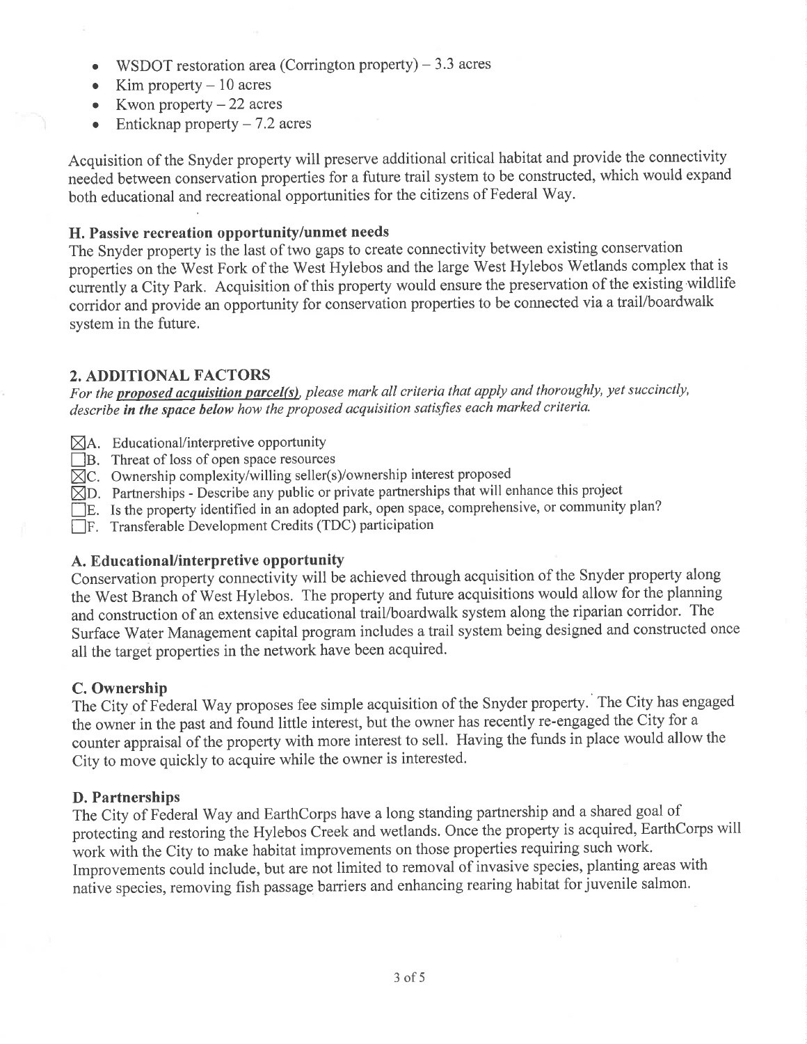- WSDOT restoration area (Corrington property) – 3.3 acres
- Kim property – 10 acres
- Kwon property – 22 acres
- Enticknap property – 7.2 acres

Acquisition of the Snyder property will preserve additional critical habitat and provide the connectivity needed between conservation properties for a future trail system to be constructed, which would expand both educational and recreational opportunities for the citizens of Federal Way.

### H. Passive recreation opportunity/unmet needs

The Snyder property is the last of two gaps to create connectivity between existing conservation properties on the West Fork of the West Hylebos and the large West Hylebos Wetlands complex that is currently a City Park. Acquisition of this property would ensure the preservation of the existing wildlife corridor and provide an opportunity for conservation properties to be connected via a trail/boardwalk system in the future.

## 2. ADDITIONAL FACTORS

*For the* ***proposed acquisition parcel(s)****, please mark all criteria that apply and thoroughly, yet succinctly, describe* ***in the space below*** *how the proposed acquisition satisfies each marked criteria.*

- ☒ A. Educational/interpretive opportunity
- ☐ B. Threat of loss of open space resources
- ☒ C. Ownership complexity/willing seller(s)/ownership interest proposed
- ☒ D. Partnerships - Describe any public or private partnerships that will enhance this project
- ☐ E. Is the property identified in an adopted park, open space, comprehensive, or community plan?
- ☐ F. Transferable Development Credits (TDC) participation

### A. Educational/interpretive opportunity

Conservation property connectivity will be achieved through acquisition of the Snyder property along the West Branch of West Hylebos. The property and future acquisitions would allow for the planning and construction of an extensive educational trail/boardwalk system along the riparian corridor. The Surface Water Management capital program includes a trail system being designed and constructed once all the target properties in the network have been acquired.

### C. Ownership

The City of Federal Way proposes fee simple acquisition of the Snyder property. The City has engaged the owner in the past and found little interest, but the owner has recently re-engaged the City for a counter appraisal of the property with more interest to sell. Having the funds in place would allow the City to move quickly to acquire while the owner is interested.

### D. Partnerships

The City of Federal Way and EarthCorps have a long standing partnership and a shared goal of protecting and restoring the Hylebos Creek and wetlands. Once the property is acquired, EarthCorps will work with the City to make habitat improvements on those properties requiring such work. Improvements could include, but are not limited to removal of invasive species, planting areas with native species, removing fish passage barriers and enhancing rearing habitat for juvenile salmon.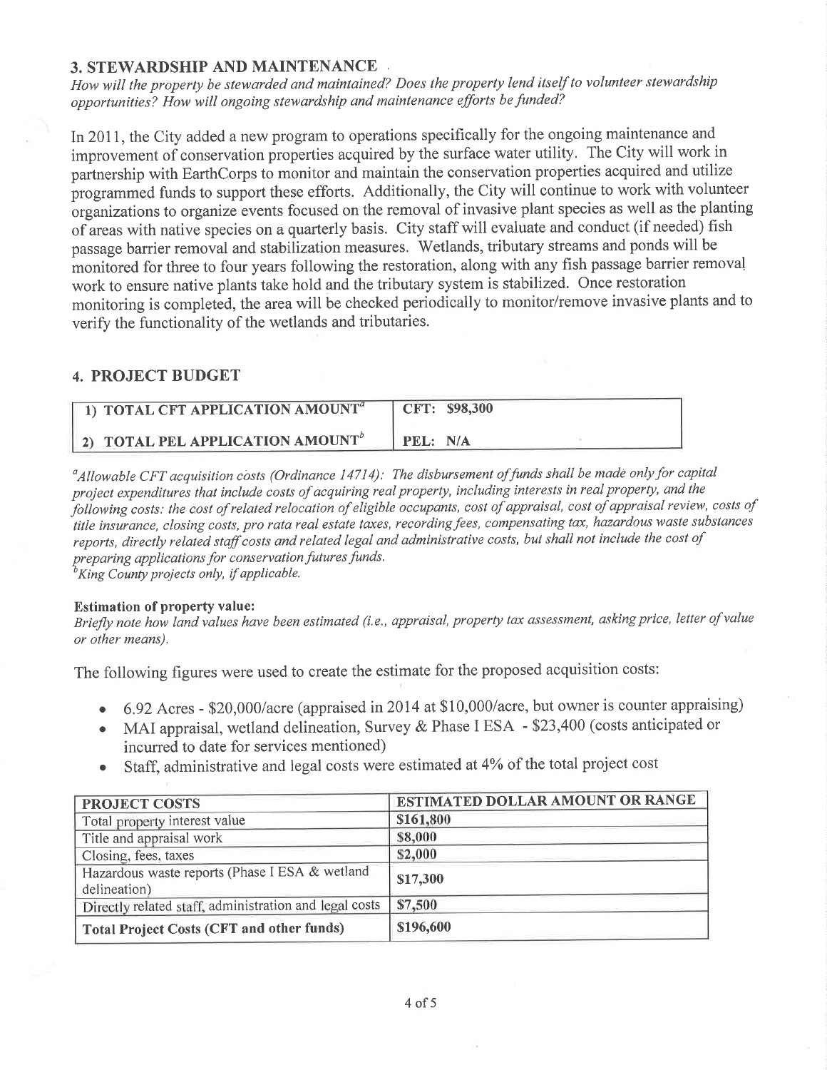## 3. STEWARDSHIP AND MAINTENANCE

*How will the property be stewarded and maintained? Does the property lend itself to volunteer stewardship opportunities? How will ongoing stewardship and maintenance efforts be funded?*

In 2011, the City added a new program to operations specifically for the ongoing maintenance and improvement of conservation properties acquired by the surface water utility. The City will work in partnership with EarthCorps to monitor and maintain the conservation properties acquired and utilize programmed funds to support these efforts. Additionally, the City will continue to work with volunteer organizations to organize events focused on the removal of invasive plant species as well as the planting of areas with native species on a quarterly basis. City staff will evaluate and conduct (if needed) fish passage barrier removal and stabilization measures. Wetlands, tributary streams and ponds will be monitored for three to four years following the restoration, along with any fish passage barrier removal work to ensure native plants take hold and the tributary system is stabilized. Once restoration monitoring is completed, the area will be checked periodically to monitor/remove invasive plants and to verify the functionality of the wetlands and tributaries.

## 4. PROJECT BUDGET

| | |
|---|---|
| 1) TOTAL CFT APPLICATION AMOUNT[a] | CFT: $98,300 |
| 2) TOTAL PEL APPLICATION AMOUNT[b] | PEL: N/A |

[a]*Allowable CFT acquisition costs (Ordinance 14714): The disbursement of funds shall be made only for capital project expenditures that include costs of acquiring real property, including interests in real property, and the following costs: the cost of related relocation of eligible occupants, cost of appraisal, cost of appraisal review, costs of title insurance, closing costs, pro rata real estate taxes, recording fees, compensating tax, hazardous waste substances reports, directly related staff costs and related legal and administrative costs, but shall not include the cost of preparing applications for conservation futures funds.*
[b]*King County projects only, if applicable.*

**Estimation of property value:**
*Briefly note how land values have been estimated (i.e., appraisal, property tax assessment, asking price, letter of value or other means).*

The following figures were used to create the estimate for the proposed acquisition costs:

- 6.92 Acres - $20,000/acre (appraised in 2014 at $10,000/acre, but owner is counter appraising)
- MAI appraisal, wetland delineation, Survey & Phase I ESA - $23,400 (costs anticipated or incurred to date for services mentioned)
- Staff, administrative and legal costs were estimated at 4% of the total project cost

| PROJECT COSTS | ESTIMATED DOLLAR AMOUNT OR RANGE |
|---|---|
| Total property interest value | $161,800 |
| Title and appraisal work | $8,000 |
| Closing, fees, taxes | $2,000 |
| Hazardous waste reports (Phase I ESA & wetland delineation) | $17,300 |
| Directly related staff, administration and legal costs | $7,500 |
| **Total Project Costs (CFT and other funds)** | **$196,600** |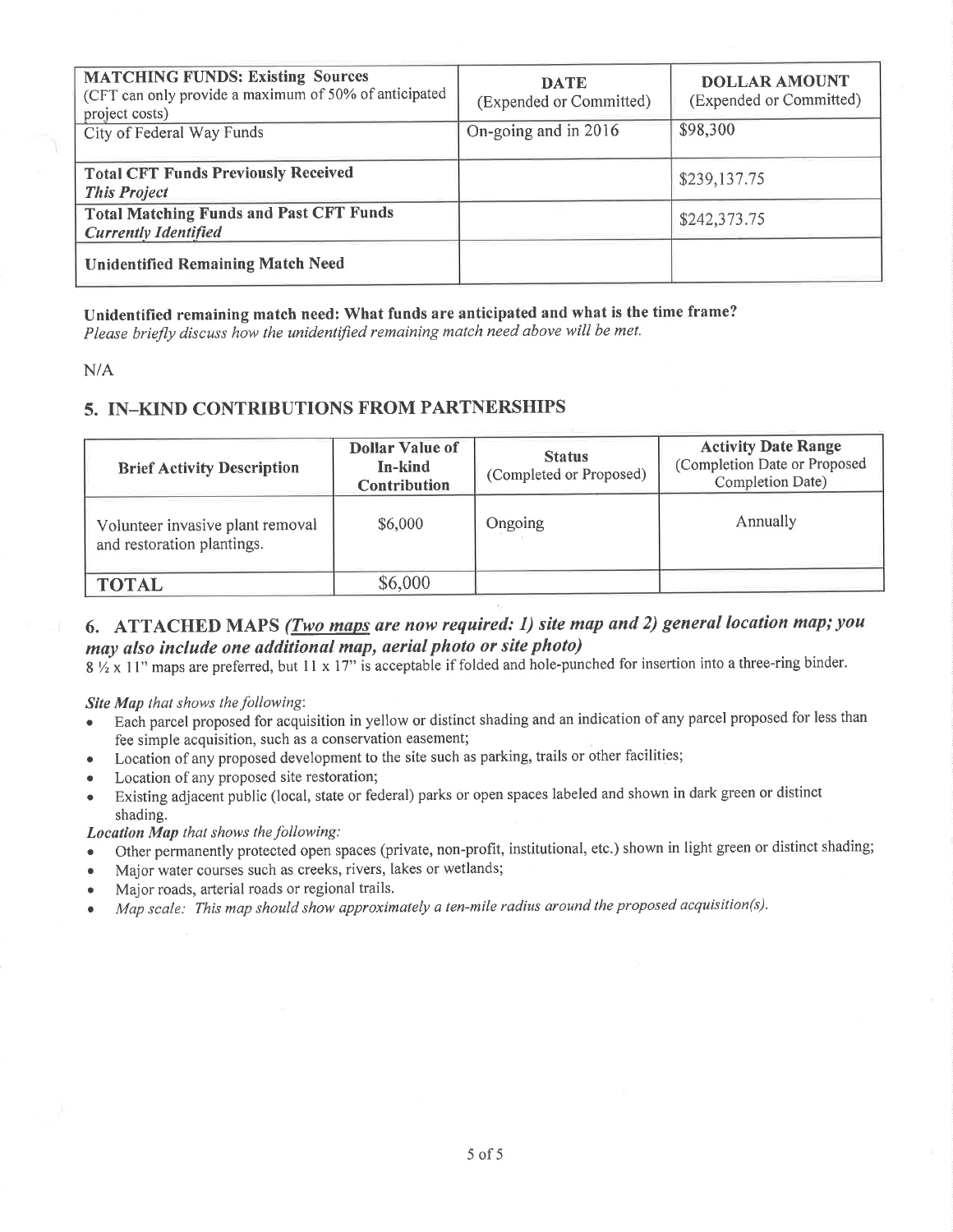| **MATCHING FUNDS: Existing Sources** (CFT can only provide a maximum of 50% of anticipated project costs) | **DATE** (Expended or Committed) | **DOLLAR AMOUNT** (Expended or Committed) |
|---|---|---|
| City of Federal Way Funds | On-going and in 2016 | $98,300 |
| **Total CFT Funds Previously Received** ***This Project*** | | $239,137.75 |
| **Total Matching Funds and Past CFT Funds** ***Currently Identified*** | | $242,373.75 |
| **Unidentified Remaining Match Need** | | |

**Unidentified remaining match need: What funds are anticipated and what is the time frame?**
*Please briefly discuss how the unidentified remaining match need above will be met.*

N/A

## 5. IN–KIND CONTRIBUTIONS FROM PARTNERSHIPS

| Brief Activity Description | Dollar Value of In-kind Contribution | Status (Completed or Proposed) | Activity Date Range (Completion Date or Proposed Completion Date) |
|---|---|---|---|
| Volunteer invasive plant removal and restoration plantings. | $6,000 | Ongoing | Annually |
| **TOTAL** | $6,000 | | |

## 6. ATTACHED MAPS *(Two maps are now required: 1) site map and 2) general location map; you may also include one additional map, aerial photo or site photo)*

8 ½ x 11" maps are preferred, but 11 x 17" is acceptable if folded and hole-punched for insertion into a three-ring binder.

***Site Map** that shows the following*:

- Each parcel proposed for acquisition in yellow or distinct shading and an indication of any parcel proposed for less than fee simple acquisition, such as a conservation easement;
- Location of any proposed development to the site such as parking, trails or other facilities;
- Location of any proposed site restoration;
- Existing adjacent public (local, state or federal) parks or open spaces labeled and shown in dark green or distinct shading.

***Location Map** that shows the following:*

- Other permanently protected open spaces (private, non-profit, institutional, etc.) shown in light green or distinct shading;
- Major water courses such as creeks, rivers, lakes or wetlands;
- Major roads, arterial roads or regional trails.
- *Map scale: This map should show approximately a ten-mile radius around the proposed acquisition(s).*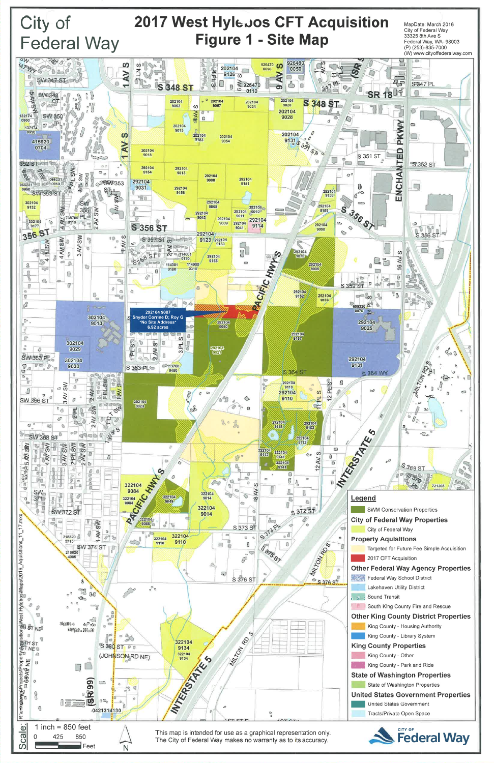City of Federal Way

# 2017 West Hylebos CFT Acquisition
## Figure 1 - Site Map

MapDate: March 2016
City of Federal Way
33325 8th Ave S
Federal Way, WA 98003
(P) (253)-835-7000
(W) www.cityoffederalway.com

292104 9087
Snyder Corrine D; Roy G
*No Site Address*
6.92 acres

**Legend**

SWM Conservation Properties

**City of Federal Way Properties**

- City of Federal Way

**Property Aquisitions**

- Targeted for Future Fee Simple Acquisition
- 2017 CFT Acquisition

**Other Federal Way Agency Properties**

- Federal Way School District
- Lakehaven Utility District
- Sound Transit
- South King County Fire and Rescue

**Other King County District Properties**

- King County - Housing Authority
- King County - Library System

**King County Properties**

- King County - Other
- King County - Park and Ride

**State of Washington Properties**

- State of Washington Properties

**United States Government Properties**

- United States Government
- Tracts/Private Open Space

Scale: 1 inch = 850 feet

0 425 850 Feet

This map is intended for use as a graphical representation only. The City of Federal Way makes no warranty as to its accuracy.

City of Federal Way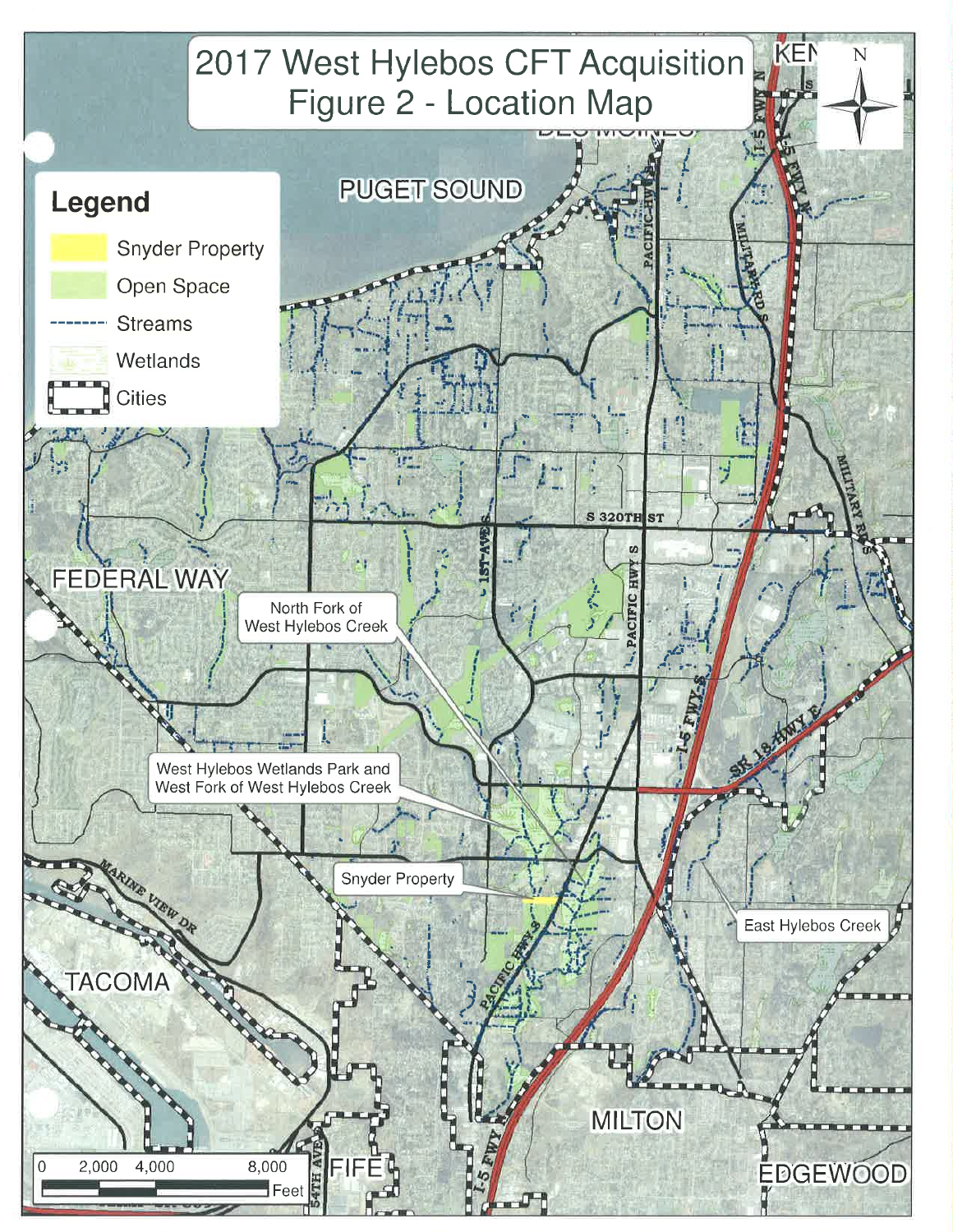# 2017 West Hylebos CFT Acquisition
## Figure 2 - Location Map

**Legend**

Snyder Property

Open Space

Streams

Wetlands

Cities

N

PUGET SOUND

FEDERAL WAY

TACOMA

MILTON

FIFE

EDGEWOOD

KEN

North Fork of West Hylebos Creek

West Hylebos Wetlands Park and West Fork of West Hylebos Creek

Snyder Property

East Hylebos Creek

S 320TH ST

1ST AVE S

PACIFIC HWY S

I-5 FWY S

I-5 FWY N

SR 18 HWY E

MILITARY RD S

MARINE VIEW DR

54TH AVE

0 2,000 4,000 8,000

Feet